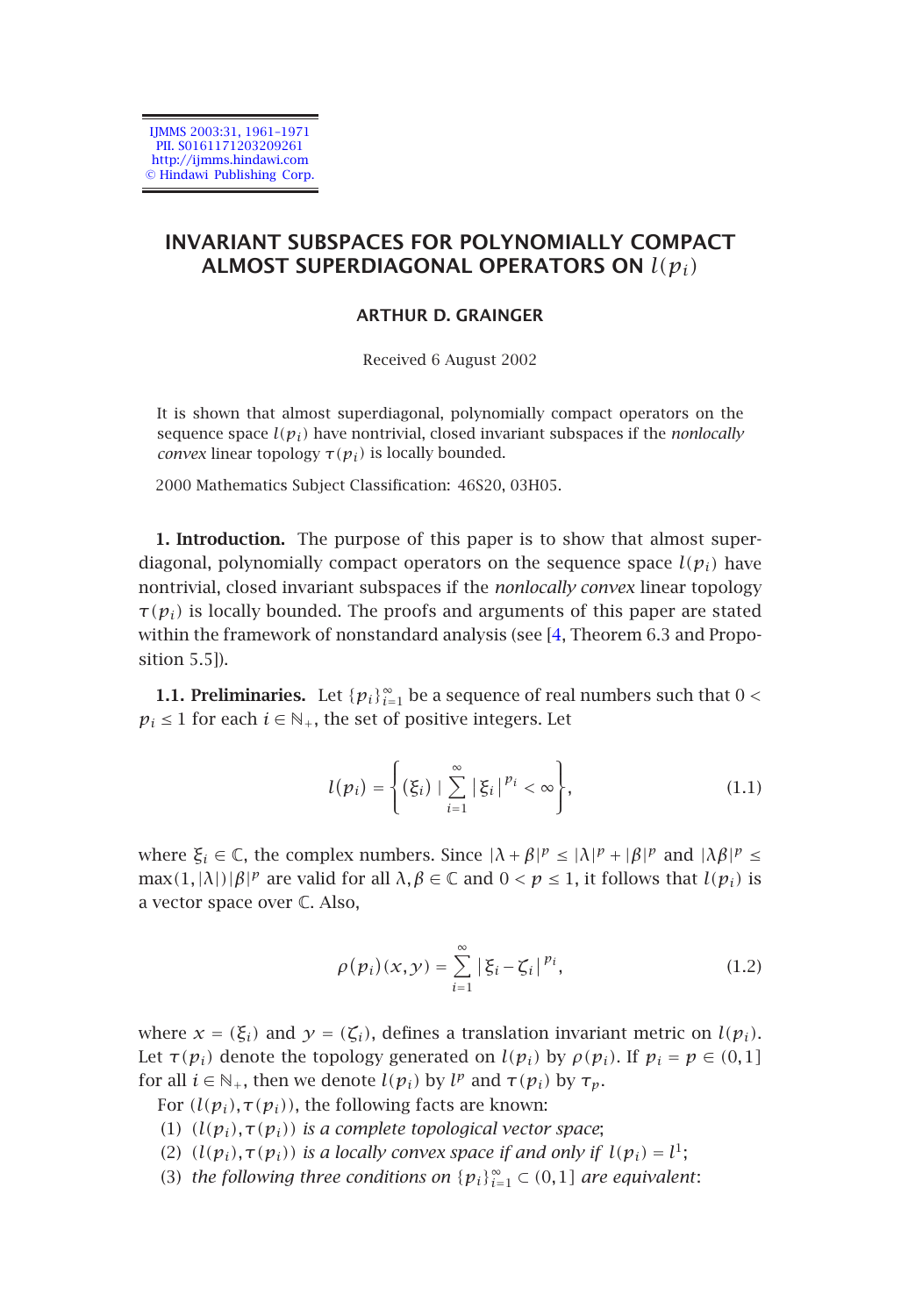# INVARIANT SUBSPACES FOR POLYNOMIALLY COMPACT ALMOST SUPERDIAGONAL OPERATORS ON $l(p_i)$

**ARTHUR D. GRAINGER**

Received 6 August 2002

It is shown that almost superdiagonal, polynomially compact operators on the sequence space $l(p_i)$ have nontrivial, closed invariant subspaces if the *nonlocally convex* linear topology $\tau(p_i)$ is locally bounded.

2000 Mathematics Subject Classification: 46S20, 03H05.

**1. Introduction.** The purpose of this paper is to show that almost superdiagonal, polynomially compact operators on the sequence space $l(p_i)$ have nontrivial, closed invariant subspaces if the *nonlocally convex* linear topology $\tau(p_i)$ is locally bounded. The proofs and arguments of this paper are stated within the framework of nonstandard analysis (see [4, Theorem 6.3 and Proposition 5.5]).

**1.1. Preliminaries.** Let $\{p_i\}_{i=1}^{\infty}$ be a sequence of real numbers such that $0 < p_i \le 1$ for each $i \in \mathbb{N}_+$, the set of positive integers. Let

$$l(p_i) = \left\{ (\xi_i) \mid \sum_{i=1}^{\infty} |\xi_i|^{p_i} < \infty \right\}, \tag{1.1}$$

where $\xi_i \in \mathbb{C}$, the complex numbers. Since $|\lambda+\beta|^p \le |\lambda|^p + |\beta|^p$ and $|\lambda\beta|^p \le \max(1,|\lambda|)|\beta|^p$ are valid for all $\lambda, \beta \in \mathbb{C}$ and $0 < p \le 1$, it follows that $l(p_i)$ is a vector space over $\mathbb{C}$. Also,

$$\rho(p_i)(x,y) = \sum_{i=1}^{\infty} |\xi_i - \zeta_i|^{p_i}, \tag{1.2}$$

where $x = (\xi_i)$ and $y = (\zeta_i)$, defines a translation invariant metric on $l(p_i)$. Let $\tau(p_i)$ denote the topology generated on $l(p_i)$ by $\rho(p_i)$. If $p_i = p \in (0,1]$ for all $i \in \mathbb{N}_+$, then we denote $l(p_i)$ by $l^p$ and $\tau(p_i)$ by $\tau_p$.

For $(l(p_i), \tau(p_i))$, the following facts are known:

(1) *$(l(p_i), \tau(p_i))$ is a complete topological vector space*;

(2) *$(l(p_i), \tau(p_i))$ is a locally convex space if and only if $l(p_i) = l^1$*;

(3) *the following three conditions on $\{p_i\}_{i=1}^{\infty} \subset (0,1]$ are equivalent*: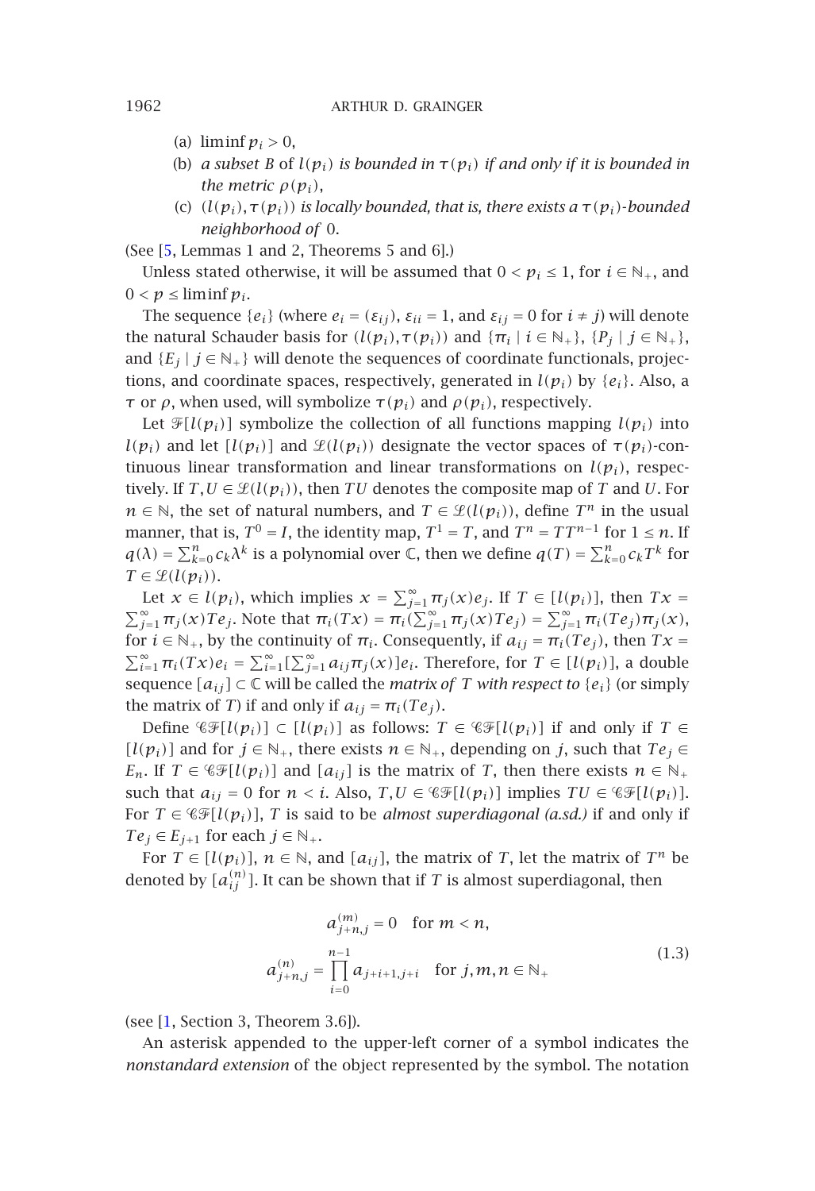(a) $\liminf p_i > 0$,

(b) *a subset $B$ of $l(p_i)$ is bounded in $\tau(p_i)$ if and only if it is bounded in the metric $\rho(p_i)$*,

(c) *$(l(p_i), \tau(p_i))$ is locally bounded, that is, there exists a $\tau(p_i)$-bounded neighborhood of* 0.

(See [5, Lemmas 1 and 2, Theorems 5 and 6].)

Unless stated otherwise, it will be assumed that $0 < p_i \le 1$, for $i \in \mathbb{N}_+$, and $0 < p \le \liminf p_i$.

The sequence $\{e_i\}$ (where $e_i = (\varepsilon_{ij})$, $\varepsilon_{ii} = 1$, and $\varepsilon_{ij} = 0$ for $i \ne j$) will denote the natural Schauder basis for $(l(p_i), \tau(p_i))$ and $\{\pi_i \mid i \in \mathbb{N}_+\}$, $\{P_j \mid j \in \mathbb{N}_+\}$, and $\{E_j \mid j \in \mathbb{N}_+\}$ will denote the sequences of coordinate functionals, projections, and coordinate spaces, respectively, generated in $l(p_i)$ by $\{e_i\}$. Also, a $\tau$ or $\rho$, when used, will symbolize $\tau(p_i)$ and $\rho(p_i)$, respectively.

Let $\mathcal{F}[l(p_i)]$ symbolize the collection of all functions mapping $l(p_i)$ into $l(p_i)$ and let $[l(p_i)]$ and $\mathcal{L}(l(p_i))$ designate the vector spaces of $\tau(p_i)$-continuous linear transformation and linear transformations on $l(p_i)$, respectively. If $T, U \in \mathcal{L}(l(p_i))$, then $TU$ denotes the composite map of $T$ and $U$. For $n \in \mathbb{N}$, the set of natural numbers, and $T \in \mathcal{L}(l(p_i))$, define $T^n$ in the usual manner, that is, $T^0 = I$, the identity map, $T^1 = T$, and $T^n = TT^{n-1}$ for $1 \le n$. If $q(\lambda) = \sum_{k=0}^{n} c_k \lambda^k$ is a polynomial over $\mathbb{C}$, then we define $q(T) = \sum_{k=0}^{n} c_k T^k$ for $T \in \mathcal{L}(l(p_i))$.

Let $x \in l(p_i)$, which implies $x = \sum_{j=1}^{\infty} \pi_j(x) e_j$. If $T \in [l(p_i)]$, then $Tx = \sum_{j=1}^{\infty} \pi_j(x) T e_j$. Note that $\pi_i(Tx) = \pi_i(\sum_{j=1}^{\infty} \pi_j(x) T e_j) = \sum_{j=1}^{\infty} \pi_i(Te_j)\pi_j(x)$, for $i \in \mathbb{N}_+$, by the continuity of $\pi_i$. Consequently, if $a_{ij} = \pi_i(Te_j)$, then $Tx = \sum_{i=1}^{\infty} \pi_i(Tx) e_i = \sum_{i=1}^{\infty} [\sum_{j=1}^{\infty} a_{ij} \pi_j(x)] e_i$. Therefore, for $T \in [l(p_i)]$, a double sequence $[a_{ij}] \subset \mathbb{C}$ will be called the *matrix of $T$ with respect to* $\{e_i\}$ (or simply the matrix of $T$) if and only if $a_{ij} = \pi_i(Te_j)$.

Define $\mathscr{CF}[l(p_i)] \subset [l(p_i)]$ as follows: $T \in \mathscr{CF}[l(p_i)]$ if and only if $T \in [l(p_i)]$ and for $j \in \mathbb{N}_+$, there exists $n \in \mathbb{N}_+$, depending on $j$, such that $Te_j \in E_n$. If $T \in \mathscr{CF}[l(p_i)]$ and $[a_{ij}]$ is the matrix of $T$, then there exists $n \in \mathbb{N}_+$ such that $a_{ij} = 0$ for $n < i$. Also, $T, U \in \mathscr{CF}[l(p_i)]$ implies $TU \in \mathscr{CF}[l(p_i)]$. For $T \in \mathscr{CF}[l(p_i)]$, $T$ is said to be *almost superdiagonal (a.sd.)* if and only if $Te_j \in E_{j+1}$ for each $j \in \mathbb{N}_+$.

For $T \in [l(p_i)]$, $n \in \mathbb{N}$, and $[a_{ij}]$, the matrix of $T$, let the matrix of $T^n$ be denoted by $[a_{ij}^{(n)}]$. It can be shown that if $T$ is almost superdiagonal, then

$$
\begin{aligned}
a_{j+n,j}^{(m)} &= 0 \quad \text{for } m < n, \\
a_{j+n,j}^{(n)} &= \prod_{i=0}^{n-1} a_{j+i+1,j+i} \quad \text{for } j, m, n \in \mathbb{N}_+
\end{aligned}
\tag{1.3}
$$

(see [1, Section 3, Theorem 3.6]).

An asterisk appended to the upper-left corner of a symbol indicates the *nonstandard extension* of the object represented by the symbol. The notation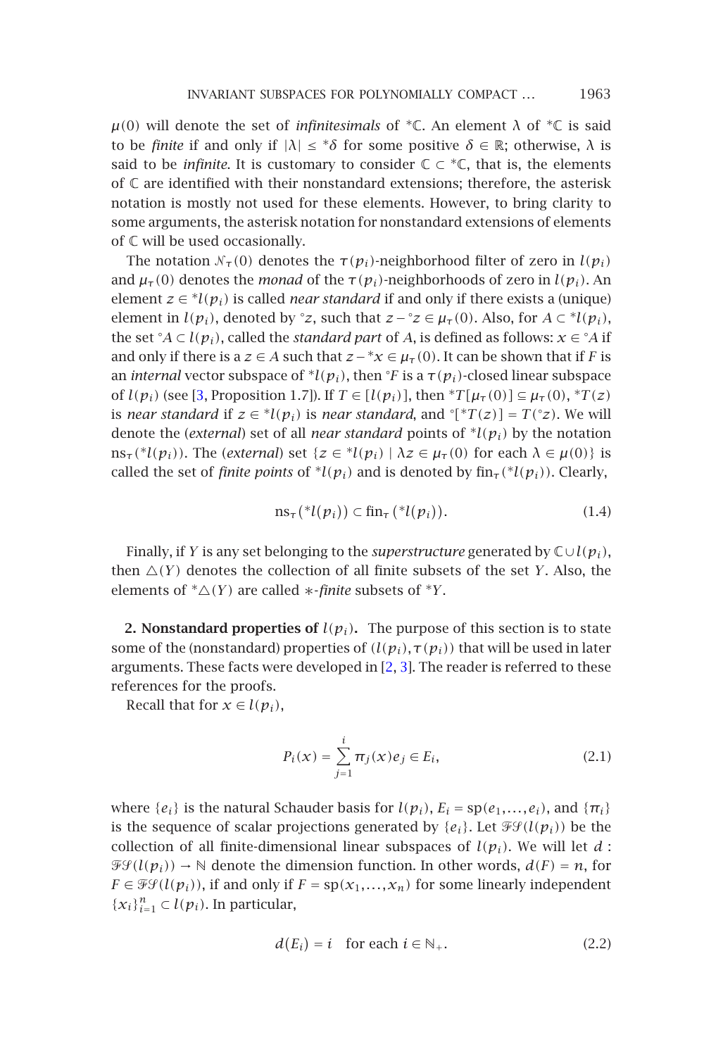$\mu(0)$ will denote the set of *infinitesimals* of ${}^*\mathbb{C}$. An element $\lambda$ of ${}^*\mathbb{C}$ is said to be *finite* if and only if $|\lambda| \le {}^*\delta$ for some positive $\delta \in \mathbb{R}$; otherwise, $\lambda$ is said to be *infinite*. It is customary to consider $\mathbb{C} \subset {}^*\mathbb{C}$, that is, the elements of $\mathbb{C}$ are identified with their nonstandard extensions; therefore, the asterisk notation is mostly not used for these elements. However, to bring clarity to some arguments, the asterisk notation for nonstandard extensions of elements of $\mathbb{C}$ will be used occasionally.

The notation $\mathcal{N}_\tau(0)$ denotes the $\tau(p_i)$-neighborhood filter of zero in $l(p_i)$ and $\mu_\tau(0)$ denotes the *monad* of the $\tau(p_i)$-neighborhoods of zero in $l(p_i)$. An element $z \in {}^*l(p_i)$ is called *near standard* if and only if there exists a (unique) element in $l(p_i)$, denoted by ${}^\circ z$, such that $z - {}^\circ z \in \mu_\tau(0)$. Also, for $A \subset {}^*l(p_i)$, the set ${}^\circ A \subset l(p_i)$, called the *standard part* of $A$, is defined as follows: $x \in {}^\circ A$ if and only if there is a $z \in A$ such that $z - {}^*x \in \mu_\tau(0)$. It can be shown that if $F$ is an *internal* vector subspace of ${}^*l(p_i)$, then ${}^\circ F$ is a $\tau(p_i)$-closed linear subspace of $l(p_i)$ (see [3, Proposition 1.7]). If $T \in [l(p_i)]$, then ${}^*T[\mu_\tau(0)] \subseteq \mu_\tau(0)$, ${}^*T(z)$ is *near standard* if $z \in {}^*l(p_i)$ is *near standard*, and ${}^\circ[{}^*T(z)] = T({}^\circ z)$. We will denote the (*external*) set of all *near standard* points of ${}^*l(p_i)$ by the notation $\mathrm{ns}_\tau({}^*l(p_i))$. The (*external*) set $\{z \in {}^*l(p_i) \mid \lambda z \in \mu_\tau(0) \text{ for each } \lambda \in \mu(0)\}$ is called the set of *finite points* of ${}^*l(p_i)$ and is denoted by $\mathrm{fin}_\tau({}^*l(p_i))$. Clearly,

$$\mathrm{ns}_\tau({}^*l(p_i)) \subset \mathrm{fin}_\tau({}^*l(p_i)). \tag{1.4}$$

Finally, if $Y$ is any set belonging to the *superstructure* generated by $\mathbb{C} \cup l(p_i)$, then $\triangle(Y)$ denotes the collection of all finite subsets of the set $Y$. Also, the elements of ${}^*\triangle(Y)$ are called $*$-*finite* subsets of ${}^*Y$.

**2. Nonstandard properties of $l(p_i)$.** The purpose of this section is to state some of the (nonstandard) properties of $(l(p_i), \tau(p_i))$ that will be used in later arguments. These facts were developed in [2, 3]. The reader is referred to these references for the proofs.

Recall that for $x \in l(p_i)$,

$$P_i(x) = \sum_{j=1}^{i} \pi_j(x) e_j \in E_i, \tag{2.1}$$

where $\{e_i\}$ is the natural Schauder basis for $l(p_i)$, $E_i = \mathrm{sp}(e_1, \dots, e_i)$, and $\{\pi_i\}$ is the sequence of scalar projections generated by $\{e_i\}$. Let $\mathcal{FS}(l(p_i))$ be the collection of all finite-dimensional linear subspaces of $l(p_i)$. We will let $d : \mathcal{FS}(l(p_i)) \to \mathbb{N}$ denote the dimension function. In other words, $d(F) = n$, for $F \in \mathcal{FS}(l(p_i))$, if and only if $F = \mathrm{sp}(x_1, \dots, x_n)$ for some linearly independent $\{x_i\}_{i=1}^n \subset l(p_i)$. In particular,

$$d(E_i) = i \quad \text{for each } i \in \mathbb{N}_+. \tag{2.2}$$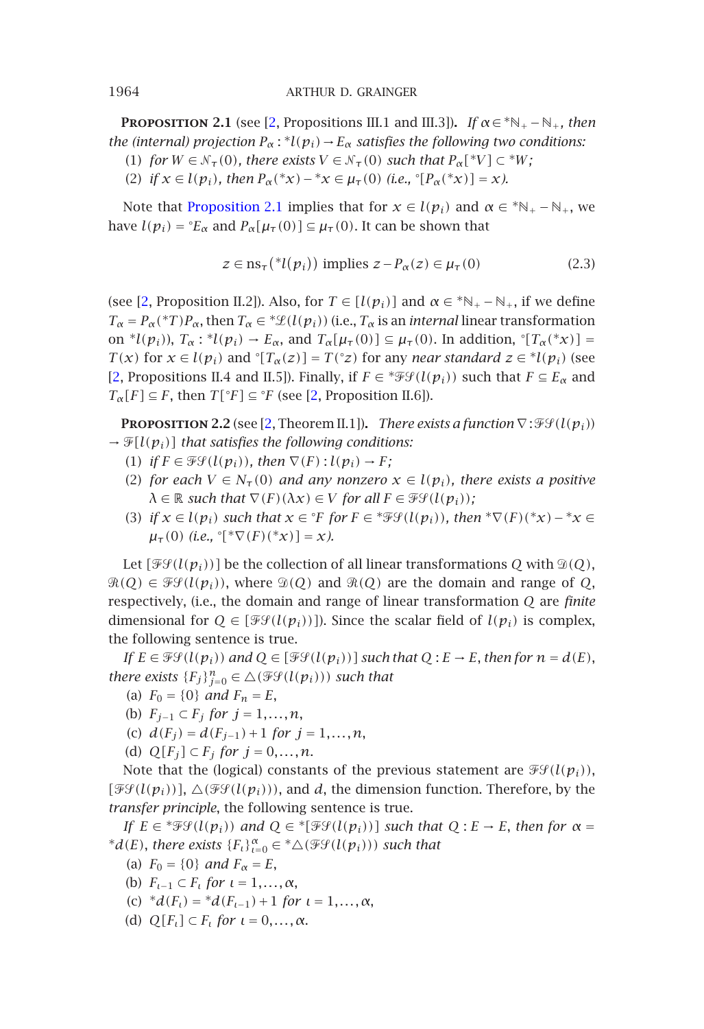**Proposition 2.1** (see [2, Propositions III.1 and III.3]). *If $\alpha \in {}^*\mathbb{N}_+ - \mathbb{N}_+$, then the (internal) projection $P_\alpha : {}^*l(p_i) \to E_\alpha$ satisfies the following two conditions:*

(1) *for $W \in \mathcal{N}_\tau(0)$, there exists $V \in \mathcal{N}_\tau(0)$ such that $P_\alpha[{}^*V] \subset {}^*W$;*

(2) *if $x \in l(p_i)$, then $P_\alpha({}^*x) - {}^*x \in \mu_\tau(0)$ (i.e., ${}^\circ[P_\alpha({}^*x)] = x$).*

Note that Proposition 2.1 implies that for $x \in l(p_i)$ and $\alpha \in {}^*\mathbb{N}_+ - \mathbb{N}_+$, we have $l(p_i) = {}^\circ E_\alpha$ and $P_\alpha[\mu_\tau(0)] \subseteq \mu_\tau(0)$. It can be shown that

$$z \in \mathrm{ns}_\tau({}^*l(p_i)) \text{ implies } z - P_\alpha(z) \in \mu_\tau(0) \tag{2.3}$$

(see [2, Proposition II.2]). Also, for $T \in [l(p_i)]$ and $\alpha \in {}^*\mathbb{N}_+ - \mathbb{N}_+$, if we define $T_\alpha = P_\alpha({}^*T)P_\alpha$, then $T_\alpha \in {}^*\mathcal{L}(l(p_i))$ (i.e., $T_\alpha$ is an *internal* linear transformation on ${}^*l(p_i)$), $T_\alpha : {}^*l(p_i) \to E_\alpha$, and $T_\alpha[\mu_\tau(0)] \subseteq \mu_\tau(0)$. In addition, ${}^\circ[T_\alpha({}^*x)] = T(x)$ for $x \in l(p_i)$ and ${}^\circ[T_\alpha(z)] = T({}^\circ z)$ for any *near standard* $z \in {}^*l(p_i)$ (see [2, Propositions II.4 and II.5]). Finally, if $F \in {}^*\mathcal{FS}(l(p_i))$ such that $F \subseteq E_\alpha$ and $T_\alpha[F] \subseteq F$, then $T[{}^\circ F] \subseteq {}^\circ F$ (see [2, Proposition II.6]).

**Proposition 2.2** (see [2, Theorem II.1]). *There exists a function $\nabla : \mathcal{FS}(l(p_i)) \to \mathcal{F}[l(p_i)]$ that satisfies the following conditions:*

(1) *if $F \in \mathcal{FS}(l(p_i))$, then $\nabla(F) : l(p_i) \to F$;*

(2) *for each $V \in N_\tau(0)$ and any nonzero $x \in l(p_i)$, there exists a positive $\lambda \in \mathbb{R}$ such that $\nabla(F)(\lambda x) \in V$ for all $F \in \mathcal{FS}(l(p_i))$;*

(3) *if $x \in l(p_i)$ such that $x \in {}^\circ F$ for $F \in {}^*\mathcal{FS}(l(p_i))$, then ${}^*\nabla(F)({}^*x) - {}^*x \in \mu_\tau(0)$ (i.e., ${}^\circ[{}^*\nabla(F)({}^*x)] = x$).*

Let $[\mathcal{FS}(l(p_i))]$ be the collection of all linear transformations $Q$ with $\mathfrak{D}(Q)$, $\mathfrak{R}(Q) \in \mathcal{FS}(l(p_i))$, where $\mathfrak{D}(Q)$ and $\mathfrak{R}(Q)$ are the domain and range of $Q$, respectively, (i.e., the domain and range of linear transformation $Q$ are *finite* dimensional for $Q \in [\mathcal{FS}(l(p_i))]$). Since the scalar field of $l(p_i)$ is complex, the following sentence is true.

*If $E \in \mathcal{FS}(l(p_i))$ and $Q \in [\mathcal{FS}(l(p_i))]$ such that $Q : E \to E$, then for $n = d(E)$, there exists $\{F_j\}_{j=0}^n \in \triangle(\mathcal{FS}(l(p_i)))$ such that*

(a) $F_0 = \{0\}$ *and* $F_n = E$,

(b) $F_{j-1} \subset F_j$ *for* $j = 1, \ldots, n$,

(c) $d(F_j) = d(F_{j-1}) + 1$ *for* $j = 1, \ldots, n$,

(d) $Q[F_j] \subset F_j$ *for* $j = 0, \ldots, n$.

Note that the (logical) constants of the previous statement are $\mathcal{FS}(l(p_i))$, $[\mathcal{FS}(l(p_i))]$, $\triangle(\mathcal{FS}(l(p_i)))$, and $d$, the dimension function. Therefore, by the *transfer principle*, the following sentence is true.

*If $E \in {}^*\mathcal{FS}(l(p_i))$ and $Q \in {}^*[\mathcal{FS}(l(p_i))]$ such that $Q : E \to E$, then for $\alpha = {}^*d(E)$, there exists $\{F_\iota\}_{\iota=0}^\alpha \in {}^*\triangle(\mathcal{FS}(l(p_i)))$ such that*

(a) $F_0 = \{0\}$ *and* $F_\alpha = E$,

(b) $F_{\iota-1} \subset F_\iota$ *for* $\iota = 1, \ldots, \alpha$,

(c) ${}^*d(F_\iota) = {}^*d(F_{\iota-1}) + 1$ *for* $\iota = 1, \ldots, \alpha$,

(d) $Q[F_\iota] \subset F_\iota$ *for* $\iota = 0, \ldots, \alpha$.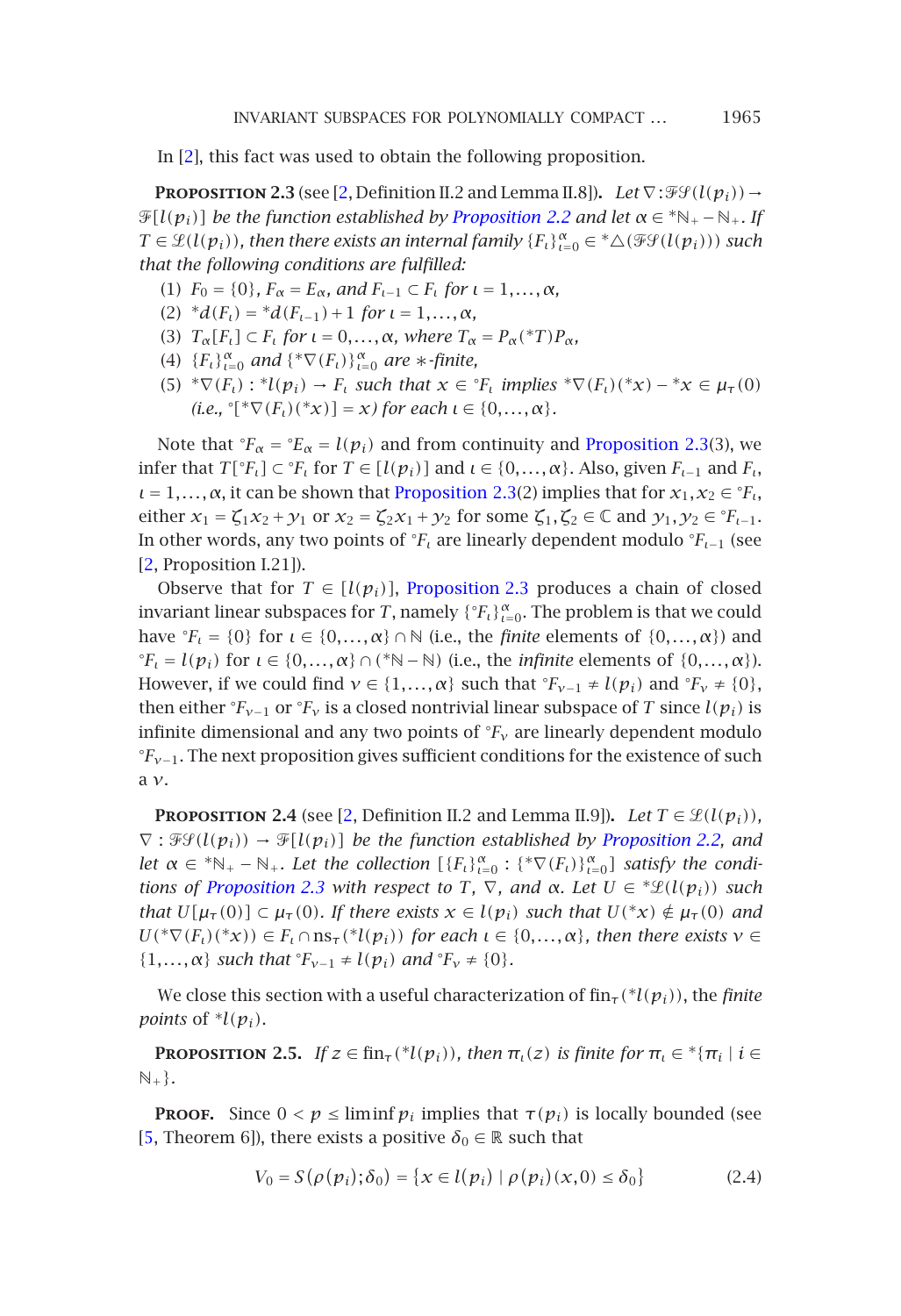In [2], this fact was used to obtain the following proposition.

**Proposition 2.3** (see [2, Definition II.2 and Lemma II.8]). *Let $\nabla : \mathcal{FS}(l(p_i)) \to \mathcal{F}[l(p_i)]$ be the function established by Proposition 2.2 and let $\alpha \in {}^*\mathbb{N}_+ - \mathbb{N}_+$. If $T \in \mathcal{L}(l(p_i))$, then there exists an internal family $\{F_\iota\}_{\iota=0}^{\alpha} \in {}^*\triangle(\mathcal{FS}(l(p_i)))$ such that the following conditions are fulfilled:*

(1) *$F_0 = \{0\}$, $F_\alpha = E_\alpha$, and $F_{\iota-1} \subset F_\iota$ for $\iota = 1,\dots,\alpha$,*

(2) *${}^*d(F_\iota) = {}^*d(F_{\iota-1}) + 1$ for $\iota = 1,\dots,\alpha$,*

(3) *$T_\alpha[F_\iota] \subset F_\iota$ for $\iota = 0,\dots,\alpha$, where $T_\alpha = P_\alpha({}^*T)P_\alpha$,*

(4) *$\{F_\iota\}_{\iota=0}^{\alpha}$ and $\{{}^*\nabla(F_\iota)\}_{\iota=0}^{\alpha}$ are $*$-finite,*

(5) *${}^*\nabla(F_\iota) : {}^*l(p_i) \to F_\iota$ such that $x \in {}^\circ F_\iota$ implies ${}^*\nabla(F_\iota)({}^*x) - {}^*x \in \mu_\tau(0)$ (i.e., ${}^\circ[{}^*\nabla(F_\iota)({}^*x)] = x$) for each $\iota \in \{0,\dots,\alpha\}$.*

Note that ${}^\circ F_\alpha = {}^\circ E_\alpha = l(p_i)$ and from continuity and Proposition 2.3(3), we infer that $T[{}^\circ F_\iota] \subset {}^\circ F_\iota$ for $T \in [l(p_i)]$ and $\iota \in \{0,\dots,\alpha\}$. Also, given $F_{\iota-1}$ and $F_\iota$, $\iota = 1,\dots,\alpha$, it can be shown that Proposition 2.3(2) implies that for $x_1, x_2 \in {}^\circ F_\iota$, either $x_1 = \zeta_1 x_2 + y_1$ or $x_2 = \zeta_2 x_1 + y_2$ for some $\zeta_1, \zeta_2 \in \mathbb{C}$ and $y_1, y_2 \in {}^\circ F_{\iota-1}$. In other words, any two points of ${}^\circ F_\iota$ are linearly dependent modulo ${}^\circ F_{\iota-1}$ (see [2, Proposition I.21]).

Observe that for $T \in [l(p_i)]$, Proposition 2.3 produces a chain of closed invariant linear subspaces for $T$, namely $\{{}^\circ F_\iota\}_{\iota=0}^{\alpha}$. The problem is that we could have ${}^\circ F_\iota = \{0\}$ for $\iota \in \{0,\dots,\alpha\} \cap \mathbb{N}$ (i.e., the *finite* elements of $\{0,\dots,\alpha\}$) and ${}^\circ F_\iota = l(p_i)$ for $\iota \in \{0,\dots,\alpha\} \cap ({}^*\mathbb{N} - \mathbb{N})$ (i.e., the *infinite* elements of $\{0,\dots,\alpha\}$). However, if we could find $\nu \in \{1,\dots,\alpha\}$ such that ${}^\circ F_{\nu-1} \neq l(p_i)$ and ${}^\circ F_\nu \neq \{0\}$, then either ${}^\circ F_{\nu-1}$ or ${}^\circ F_\nu$ is a closed nontrivial linear subspace of $T$ since $l(p_i)$ is infinite dimensional and any two points of ${}^\circ F_\nu$ are linearly dependent modulo ${}^\circ F_{\nu-1}$. The next proposition gives sufficient conditions for the existence of such a $\nu$.

**Proposition 2.4** (see [2, Definition II.2 and Lemma II.9]). *Let $T \in \mathcal{L}(l(p_i))$, $\nabla : \mathcal{FS}(l(p_i)) \to \mathcal{F}[l(p_i)]$ be the function established by Proposition 2.2, and let $\alpha \in {}^*\mathbb{N}_+ - \mathbb{N}_+$. Let the collection $[\{F_\iota\}_{\iota=0}^{\alpha} : \{{}^*\nabla(F_\iota)\}_{\iota=0}^{\alpha}]$ satisfy the conditions of Proposition 2.3 with respect to $T$, $\nabla$, and $\alpha$. Let $U \in {}^*\mathcal{L}(l(p_i))$ such that $U[\mu_\tau(0)] \subset \mu_\tau(0)$. If there exists $x \in l(p_i)$ such that $U({}^*x) \notin \mu_\tau(0)$ and $U({}^*\nabla(F_\iota)({}^*x)) \in F_\iota \cap \mathrm{ns}_\tau({}^*l(p_i))$ for each $\iota \in \{0,\dots,\alpha\}$, then there exists $\nu \in \{1,\dots,\alpha\}$ such that ${}^\circ F_{\nu-1} \neq l(p_i)$ and ${}^\circ F_\nu \neq \{0\}$.*

We close this section with a useful characterization of $\mathrm{fin}_\tau({}^*l(p_i))$, the *finite points* of ${}^*l(p_i)$.

**Proposition 2.5.** *If $z \in \mathrm{fin}_\tau({}^*l(p_i))$, then $\pi_\iota(z)$ is finite for $\pi_\iota \in {}^*\{\pi_i \mid i \in \mathbb{N}_+\}$.*

**Proof.** Since $0 < p \le \liminf p_i$ implies that $\tau(p_i)$ is locally bounded (see [5, Theorem 6]), there exists a positive $\delta_0 \in \mathbb{R}$ such that

$$V_0 = S(\rho(p_i);\delta_0) = \{x \in l(p_i) \mid \rho(p_i)(x,0) \le \delta_0\} \tag{2.4}$$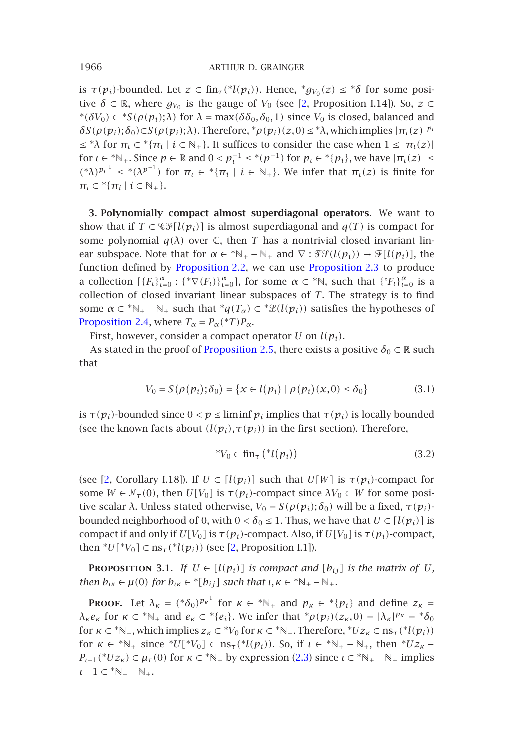is $\tau(p_i)$-bounded. Let $z \in \text{fin}_\tau({}^*l(p_i))$. Hence, ${}^*g_{V_0}(z) \leq {}^*\delta$ for some positive $\delta \in \mathbb{R}$, where $g_{V_0}$ is the gauge of $V_0$ (see [2, Proposition I.14]). So, $z \in {}^*(\delta V_0) \subset {}^*S(\rho(p_i);\lambda)$ for $\lambda = \max(\delta\delta_0, \delta_0, 1)$ since $V_0$ is closed, balanced and $\delta S(\rho(p_i);\delta_0) \subset S(\rho(p_i);\lambda)$. Therefore, ${}^*\rho(p_i)(z,0) \leq {}^*\lambda$, which implies $|\pi_\iota(z)|^{p_\iota} \leq {}^*\lambda$ for $\pi_\iota \in {}^*\{\pi_i \mid i \in \mathbb{N}_+\}$. It suffices to consider the case when $1 \leq |\pi_\iota(z)|$ for $\iota \in {}^*\mathbb{N}_+$. Since $p \in \mathbb{R}$ and $0 < p_\iota^{-1} \leq {}^*(p^{-1})$ for $p_\iota \in {}^*\{p_i\}$, we have $|\pi_\iota(z)| \leq ({}^*\lambda)^{p_\iota^{-1}} \leq {}^*(\lambda^{p^{-1}})$ for $\pi_\iota \in {}^*\{\pi_i \mid i \in \mathbb{N}_+\}$. We infer that $\pi_\iota(z)$ is finite for $\pi_\iota \in {}^*\{\pi_i \mid i \in \mathbb{N}_+\}$. □

**3. Polynomially compact almost superdiagonal operators.** We want to show that if $T \in \mathscr{CF}[l(p_i)]$ is almost superdiagonal and $q(T)$ is compact for some polynomial $q(\lambda)$ over $\mathbb{C}$, then $T$ has a nontrivial closed invariant linear subspace. Note that for $\alpha \in {}^*\mathbb{N}_+ - \mathbb{N}_+$ and $\nabla : \mathscr{FS}(l(p_i)) \to \mathscr{F}[l(p_i)]$, the function defined by Proposition 2.2, we can use Proposition 2.3 to produce a collection $[\{F_\iota\}_{\iota=0}^{\alpha} : \{{}^*\nabla(F_\iota)\}_{\iota=0}^{\alpha}]$, for some $\alpha \in {}^*\mathbb{N}$, such that $\{{}^\circ F_\iota\}_{\iota=0}^{\alpha}$ is a collection of closed invariant linear subspaces of $T$. The strategy is to find some $\alpha \in {}^*\mathbb{N}_+ - \mathbb{N}_+$ such that ${}^*q(T_\alpha) \in {}^*\mathscr{L}(l(p_i))$ satisfies the hypotheses of Proposition 2.4, where $T_\alpha = P_\alpha({}^*T)P_\alpha$.

First, however, consider a compact operator $U$ on $l(p_i)$.

As stated in the proof of Proposition 2.5, there exists a positive $\delta_0 \in \mathbb{R}$ such that

$$V_0 = S(\rho(p_i);\delta_0) = \{x \in l(p_i) \mid \rho(p_i)(x,0) \leq \delta_0\} \tag{3.1}$$

is $\tau(p_i)$-bounded since $0 < p \leq \liminf p_i$ implies that $\tau(p_i)$ is locally bounded (see the known facts about $(l(p_i), \tau(p_i))$ in the first section). Therefore,

$${}^*V_0 \subset \text{fin}_\tau({}^*l(p_i)) \tag{3.2}$$

(see [2, Corollary I.18]). If $U \in [l(p_i)]$ such that $\overline{U[W]}$ is $\tau(p_i)$-compact for some $W \in \mathcal{N}_\tau(0)$, then $\overline{U[V_0]}$ is $\tau(p_i)$-compact since $\lambda V_0 \subset W$ for some positive scalar $\lambda$. Unless stated otherwise, $V_0 = S(\rho(p_i);\delta_0)$ will be a fixed, $\tau(p_i)$-bounded neighborhood of 0, with $0 < \delta_0 \leq 1$. Thus, we have that $U \in [l(p_i)]$ is compact if and only if $\overline{U[V_0]}$ is $\tau(p_i)$-compact. Also, if $\overline{U[V_0]}$ is $\tau(p_i)$-compact, then ${}^*U[{}^*V_0] \subset \text{ns}_\tau({}^*l(p_i))$ (see [2, Proposition I.1]).

**Proposition 3.1.** *If $U \in [l(p_i)]$ is compact and $[b_{ij}]$ is the matrix of $U$, then $b_{\iota\kappa} \in \mu(0)$ for $b_{\iota\kappa} \in {}^*[b_{ij}]$ such that $\iota, \kappa \in {}^*\mathbb{N}_+ - \mathbb{N}_+$.*

**Proof.** Let $\lambda_\kappa = ({}^*\delta_0)^{p_\kappa^{-1}}$ for $\kappa \in {}^*\mathbb{N}_+$ and $p_\kappa \in {}^*\{p_i\}$ and define $z_\kappa = \lambda_\kappa e_\kappa$ for $\kappa \in {}^*\mathbb{N}_+$ and $e_\kappa \in {}^*\{e_i\}$. We infer that ${}^*\rho(p_i)(z_\kappa, 0) = |\lambda_\kappa|^{p_\kappa} = {}^*\delta_0$ for $\kappa \in {}^*\mathbb{N}_+$, which implies $z_\kappa \in {}^*V_0$ for $\kappa \in {}^*\mathbb{N}_+$. Therefore, ${}^*Uz_\kappa \in \text{ns}_\tau({}^*l(p_i))$ for $\kappa \in {}^*\mathbb{N}_+$ since ${}^*U[{}^*V_0] \subset \text{ns}_\tau({}^*l(p_i))$. So, if $\iota \in {}^*\mathbb{N}_+ - \mathbb{N}_+$, then ${}^*Uz_\kappa - P_{\iota-1}({}^*Uz_\kappa) \in \mu_\tau(0)$ for $\kappa \in {}^*\mathbb{N}_+$ by expression (2.3) since $\iota \in {}^*\mathbb{N}_+ - \mathbb{N}_+$ implies $\iota - 1 \in {}^*\mathbb{N}_+ - \mathbb{N}_+$.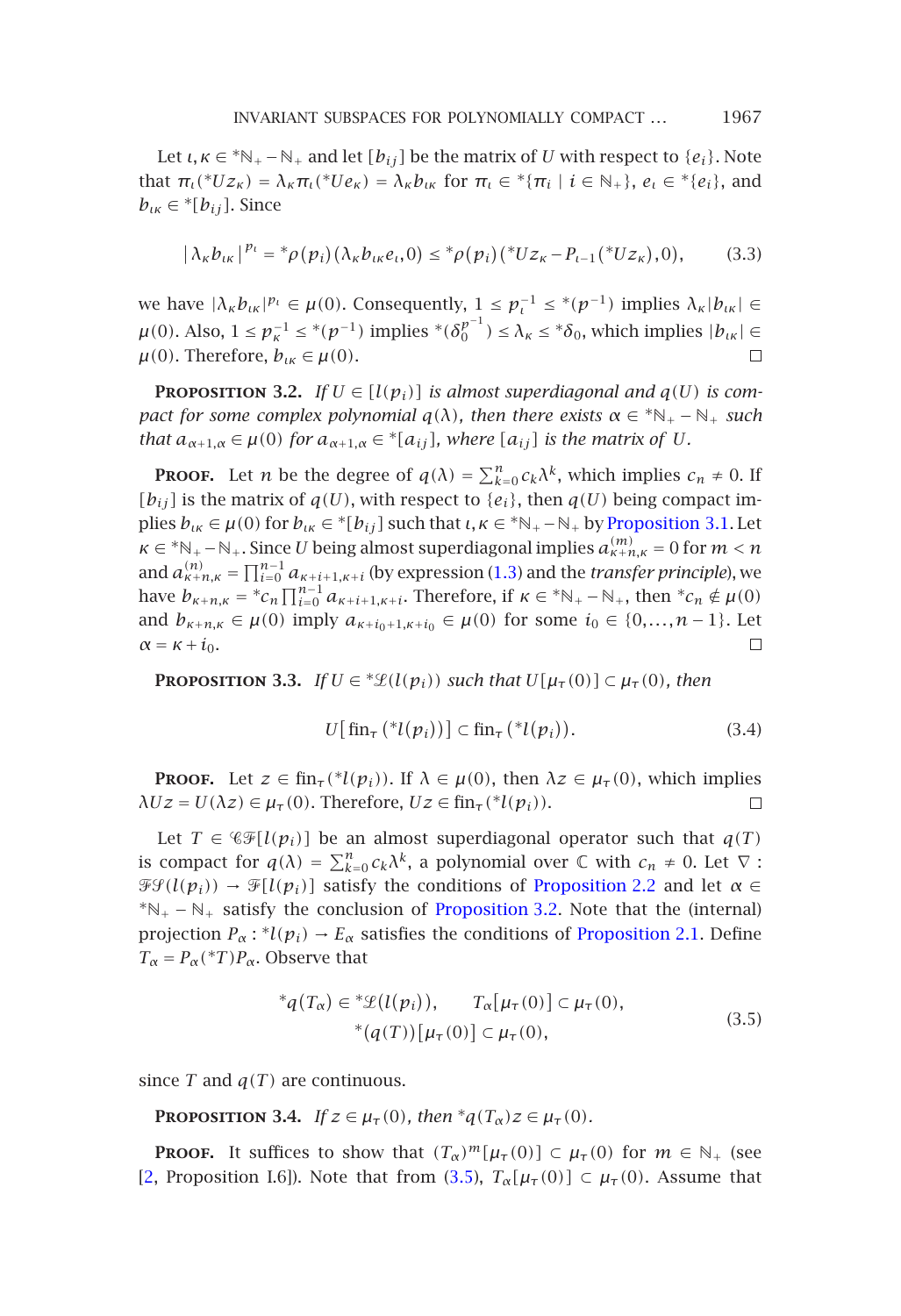Let $\iota, \kappa \in {}^*\mathbb{N}_+ - \mathbb{N}_+$ and let $[b_{ij}]$ be the matrix of $U$ with respect to $\{e_i\}$. Note that $\pi_\iota({}^*Uz_\kappa) = \lambda_\kappa \pi_\iota({}^*Ue_\kappa) = \lambda_\kappa b_{\iota\kappa}$ for $\pi_\iota \in {}^*\{\pi_i \mid i \in \mathbb{N}_+\}$, $e_\iota \in {}^*\{e_i\}$, and $b_{\iota\kappa} \in {}^*[b_{ij}]$. Since

$$|\lambda_\kappa b_{\iota\kappa}|^{p_\iota} = {}^*\rho(p_i)(\lambda_\kappa b_{\iota\kappa} e_\iota, 0) \le {}^*\rho(p_i)({}^*Uz_\kappa - P_{\iota-1}({}^*Uz_\kappa), 0), \tag{3.3}$$

we have $|\lambda_\kappa b_{\iota\kappa}|^{p_\iota} \in \mu(0)$. Consequently, $1 \le p_\iota^{-1} \le {}^*(p^{-1})$ implies $\lambda_\kappa |b_{\iota\kappa}| \in \mu(0)$. Also, $1 \le p_\kappa^{-1} \le {}^*(p^{-1})$ implies ${}^*(\delta_0^{p^{-1}}) \le \lambda_\kappa \le {}^*\delta_0$, which implies $|b_{\iota\kappa}| \in \mu(0)$. Therefore, $b_{\iota\kappa} \in \mu(0)$. $\square$

**Proposition 3.2.** *If $U \in [l(p_i)]$ is almost superdiagonal and $q(U)$ is compact for some complex polynomial $q(\lambda)$, then there exists $\alpha \in {}^*\mathbb{N}_+ - \mathbb{N}_+$ such that $a_{\alpha+1,\alpha} \in \mu(0)$ for $a_{\alpha+1,\alpha} \in {}^*[a_{ij}]$, where $[a_{ij}]$ is the matrix of $U$.*

**Proof.** Let $n$ be the degree of $q(\lambda) = \sum_{k=0}^n c_k \lambda^k$, which implies $c_n \ne 0$. If $[b_{ij}]$ is the matrix of $q(U)$, with respect to $\{e_i\}$, then $q(U)$ being compact implies $b_{\iota\kappa} \in \mu(0)$ for $b_{\iota\kappa} \in {}^*[b_{ij}]$ such that $\iota, \kappa \in {}^*\mathbb{N}_+ - \mathbb{N}_+$ by Proposition 3.1. Let $\kappa \in {}^*\mathbb{N}_+ - \mathbb{N}_+$. Since $U$ being almost superdiagonal implies $a_{\kappa+n,\kappa}^{(m)} = 0$ for $m < n$ and $a_{\kappa+n,\kappa}^{(n)} = \prod_{i=0}^{n-1} a_{\kappa+i+1,\kappa+i}$ (by expression (1.3) and the *transfer principle*), we have $b_{\kappa+n,\kappa} = {}^*c_n \prod_{i=0}^{n-1} a_{\kappa+i+1,\kappa+i}$. Therefore, if $\kappa \in {}^*\mathbb{N}_+ - \mathbb{N}_+$, then ${}^*c_n \notin \mu(0)$ and $b_{\kappa+n,\kappa} \in \mu(0)$ imply $a_{\kappa+i_0+1,\kappa+i_0} \in \mu(0)$ for some $i_0 \in \{0, \dots, n-1\}$. Let $\alpha = \kappa + i_0$. $\square$

**Proposition 3.3.** *If $U \in {}^*\mathcal{L}(l(p_i))$ such that $U[\mu_\tau(0)] \subset \mu_\tau(0)$, then*

$$U[\operatorname{fin}_\tau({}^*l(p_i))] \subset \operatorname{fin}_\tau({}^*l(p_i)). \tag{3.4}$$

**Proof.** Let $z \in \operatorname{fin}_\tau({}^*l(p_i))$. If $\lambda \in \mu(0)$, then $\lambda z \in \mu_\tau(0)$, which implies $\lambda U z = U(\lambda z) \in \mu_\tau(0)$. Therefore, $Uz \in \operatorname{fin}_\tau({}^*l(p_i))$. $\square$

Let $T \in \mathscr{CF}[l(p_i)]$ be an almost superdiagonal operator such that $q(T)$ is compact for $q(\lambda) = \sum_{k=0}^n c_k \lambda^k$, a polynomial over $\mathbb{C}$ with $c_n \ne 0$. Let $\nabla : \mathscr{FS}(l(p_i)) \to \mathscr{F}[l(p_i)]$ satisfy the conditions of Proposition 2.2 and let $\alpha \in {}^*\mathbb{N}_+ - \mathbb{N}_+$ satisfy the conclusion of Proposition 3.2. Note that the (internal) projection $P_\alpha : {}^*l(p_i) \to E_\alpha$ satisfies the conditions of Proposition 2.1. Define $T_\alpha = P_\alpha({}^*T)P_\alpha$. Observe that

$$\begin{gathered}
{}^*q(T_\alpha) \in {}^*\mathcal{L}(l(p_i)), \qquad T_\alpha[\mu_\tau(0)] \subset \mu_\tau(0), \\
{}^*(q(T))[\mu_\tau(0)] \subset \mu_\tau(0),
\end{gathered} \tag{3.5}$$

since $T$ and $q(T)$ are continuous.

**Proposition 3.4.** *If $z \in \mu_\tau(0)$, then ${}^*q(T_\alpha)z \in \mu_\tau(0)$.*

**Proof.** It suffices to show that $(T_\alpha)^m[\mu_\tau(0)] \subset \mu_\tau(0)$ for $m \in \mathbb{N}_+$ (see [2, Proposition I.6]). Note that from (3.5), $T_\alpha[\mu_\tau(0)] \subset \mu_\tau(0)$. Assume that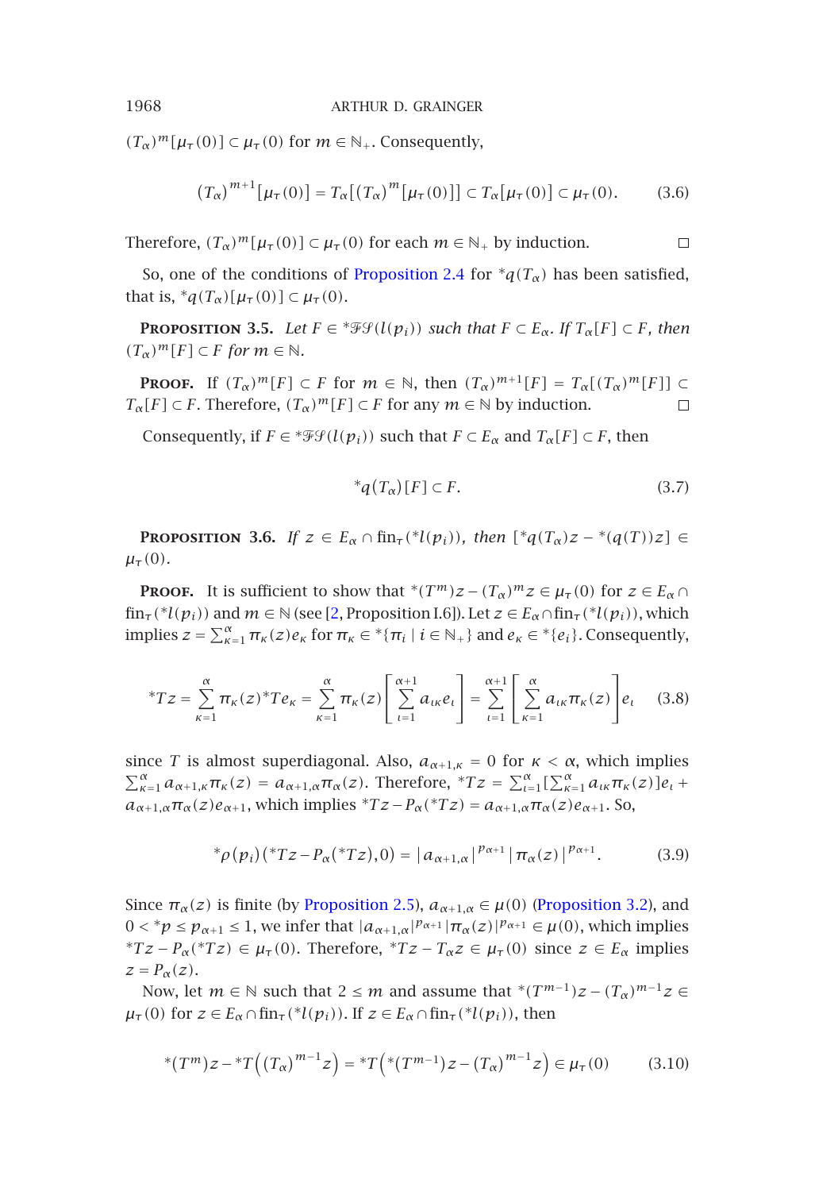$(T_\alpha)^m[\mu_\tau(0)] \subset \mu_\tau(0)$ for $m \in \mathbb{N}_+$. Consequently,

$$(T_\alpha)^{m+1}[\mu_\tau(0)] = T_\alpha[(T_\alpha)^m[\mu_\tau(0)]] \subset T_\alpha[\mu_\tau(0)] \subset \mu_\tau(0). \tag{3.6}$$

Therefore, $(T_\alpha)^m[\mu_\tau(0)] \subset \mu_\tau(0)$ for each $m \in \mathbb{N}_+$ by induction. □

So, one of the conditions of Proposition 2.4 for ${}^*q(T_\alpha)$ has been satisfied, that is, ${}^*q(T_\alpha)[\mu_\tau(0)] \subset \mu_\tau(0)$.

**Proposition 3.5.** *Let $F \in {}^*\mathcal{F}\mathcal{S}(l(p_i))$ such that $F \subset E_\alpha$. If $T_\alpha[F] \subset F$, then $(T_\alpha)^m[F] \subset F$ for $m \in \mathbb{N}$.*

**Proof.** If $(T_\alpha)^m[F] \subset F$ for $m \in \mathbb{N}$, then $(T_\alpha)^{m+1}[F] = T_\alpha[(T_\alpha)^m[F]] \subset T_\alpha[F] \subset F$. Therefore, $(T_\alpha)^m[F] \subset F$ for any $m \in \mathbb{N}$ by induction. □

Consequently, if $F \in {}^*\mathcal{F}\mathcal{S}(l(p_i))$ such that $F \subset E_\alpha$ and $T_\alpha[F] \subset F$, then

$$ {}^*q(T_\alpha)[F] \subset F. \tag{3.7}$$

**Proposition 3.6.** *If $z \in E_\alpha \cap \operatorname{fin}_\tau({}^*l(p_i))$, then $[{}^*q(T_\alpha)z - {}^*(q(T))z] \in \mu_\tau(0)$.*

**Proof.** It is sufficient to show that ${}^*(T^m)z - (T_\alpha)^m z \in \mu_\tau(0)$ for $z \in E_\alpha \cap \operatorname{fin}_\tau({}^*l(p_i))$ and $m \in \mathbb{N}$ (see [2, Proposition I.6]). Let $z \in E_\alpha \cap \operatorname{fin}_\tau({}^*l(p_i))$, which implies $z = \sum_{\kappa=1}^{\alpha} \pi_\kappa(z) e_\kappa$ for $\pi_\kappa \in {}^*\{\pi_i \mid i \in \mathbb{N}_+\}$ and $e_\kappa \in {}^*\{e_i\}$. Consequently,

$$ {}^*Tz = \sum_{\kappa=1}^{\alpha} \pi_\kappa(z) {}^*Te_\kappa = \sum_{\kappa=1}^{\alpha} \pi_\kappa(z)\left[\sum_{\iota=1}^{\alpha+1} a_{\iota\kappa} e_\iota\right] = \sum_{\iota=1}^{\alpha+1}\left[\sum_{\kappa=1}^{\alpha} a_{\iota\kappa}\pi_\kappa(z)\right] e_\iota \tag{3.8}$$

since $T$ is almost superdiagonal. Also, $a_{\alpha+1,\kappa} = 0$ for $\kappa < \alpha$, which implies $\sum_{\kappa=1}^{\alpha} a_{\alpha+1,\kappa}\pi_\kappa(z) = a_{\alpha+1,\alpha}\pi_\alpha(z)$. Therefore, ${}^*Tz = \sum_{\iota=1}^{\alpha}[\sum_{\kappa=1}^{\alpha} a_{\iota\kappa}\pi_\kappa(z)]e_\iota + a_{\alpha+1,\alpha}\pi_\alpha(z)e_{\alpha+1}$, which implies ${}^*Tz - P_\alpha({}^*Tz) = a_{\alpha+1,\alpha}\pi_\alpha(z)e_{\alpha+1}$. So,

$$ {}^*\rho(p_i)({}^*Tz - P_\alpha({}^*Tz), 0) = |a_{\alpha+1,\alpha}|^{p_{\alpha+1}} |\pi_\alpha(z)|^{p_{\alpha+1}}. \tag{3.9}$$

Since $\pi_\alpha(z)$ is finite (by Proposition 2.5), $a_{\alpha+1,\alpha} \in \mu(0)$ (Proposition 3.2), and $0 < {}^*p \le p_{\alpha+1} \le 1$, we infer that $|a_{\alpha+1,\alpha}|^{p_{\alpha+1}}|\pi_\alpha(z)|^{p_{\alpha+1}} \in \mu(0)$, which implies ${}^*Tz - P_\alpha({}^*Tz) \in \mu_\tau(0)$. Therefore, ${}^*Tz - T_\alpha z \in \mu_\tau(0)$ since $z \in E_\alpha$ implies $z = P_\alpha(z)$.

Now, let $m \in \mathbb{N}$ such that $2 \le m$ and assume that ${}^*(T^{m-1})z - (T_\alpha)^{m-1}z \in \mu_\tau(0)$ for $z \in E_\alpha \cap \operatorname{fin}_\tau({}^*l(p_i))$. If $z \in E_\alpha \cap \operatorname{fin}_\tau({}^*l(p_i))$, then

$$ {}^*(T^m)z - {}^*T\left((T_\alpha)^{m-1}z\right) = {}^*T\left({}^*(T^{m-1})z - (T_\alpha)^{m-1}z\right) \in \mu_\tau(0) \tag{3.10}$$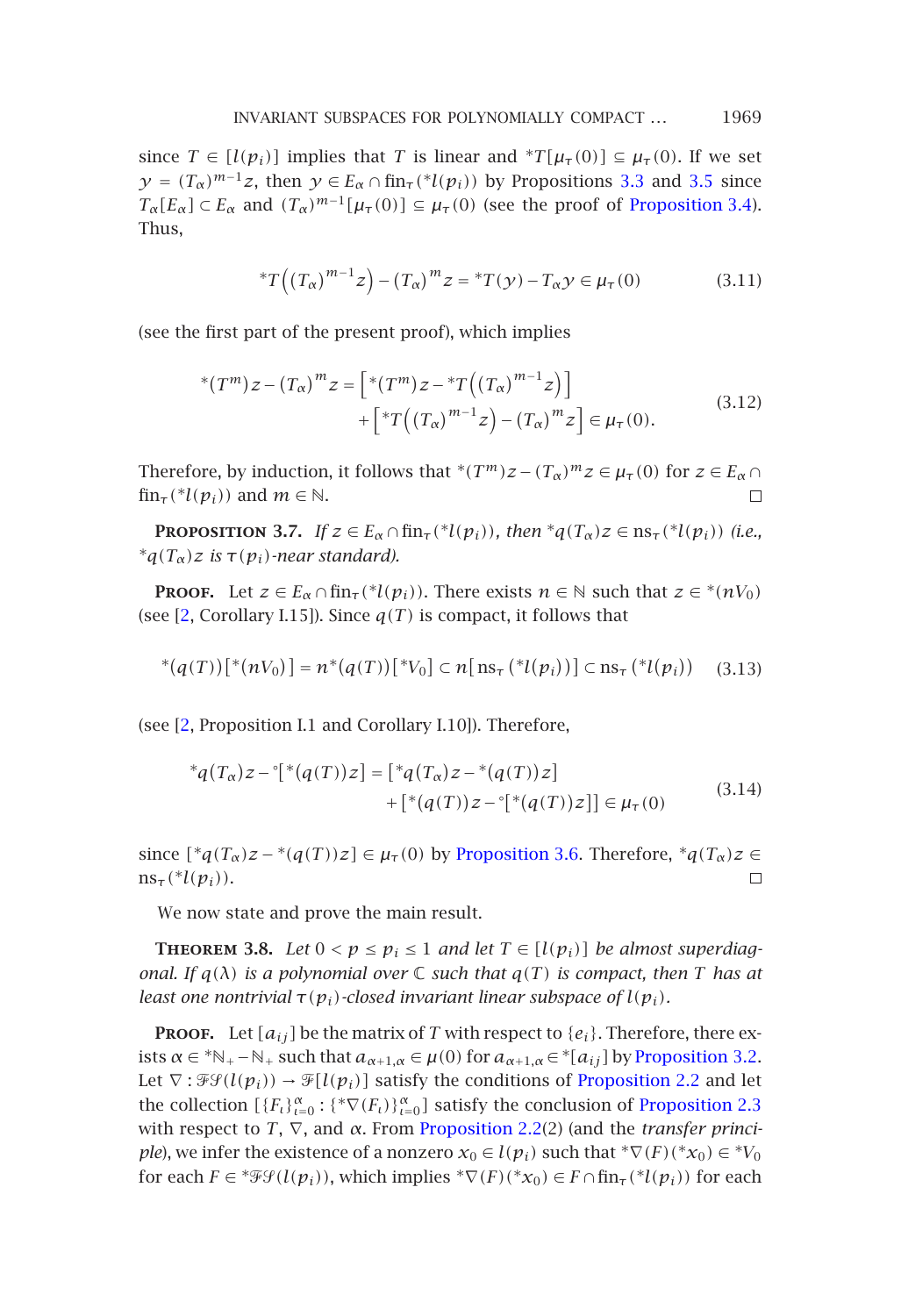since $T \in [l(p_i)]$ implies that $T$ is linear and ${}^*T[\mu_\tau(0)] \subseteq \mu_\tau(0)$. If we set $y = (T_\alpha)^{m-1}z$, then $y \in E_\alpha \cap \text{fin}_\tau({}^*l(p_i))$ by Propositions 3.3 and 3.5 since $T_\alpha[E_\alpha] \subset E_\alpha$ and $(T_\alpha)^{m-1}[\mu_\tau(0)] \subseteq \mu_\tau(0)$ (see the proof of Proposition 3.4). Thus,

$$ {}^*T\left((T_\alpha)^{m-1}z\right) - (T_\alpha)^m z = {}^*T(y) - T_\alpha y \in \mu_\tau(0) \tag{3.11} $$

(see the first part of the present proof), which implies

$$ \begin{aligned} {}^*(T^m)z - (T_\alpha)^m z = &\left[{}^*(T^m)z - {}^*T\left((T_\alpha)^{m-1}z\right)\right] \\ &+ \left[{}^*T\left((T_\alpha)^{m-1}z\right) - (T_\alpha)^m z\right] \in \mu_\tau(0). \end{aligned} \tag{3.12} $$

Therefore, by induction, it follows that ${}^*(T^m)z - (T_\alpha)^m z \in \mu_\tau(0)$ for $z \in E_\alpha \cap \text{fin}_\tau({}^*l(p_i))$ and $m \in \mathbb{N}$. □

**Proposition 3.7.** *If $z \in E_\alpha \cap \text{fin}_\tau({}^*l(p_i))$, then ${}^*q(T_\alpha)z \in \text{ns}_\tau({}^*l(p_i))$ (i.e., ${}^*q(T_\alpha)z$ is $\tau(p_i)$-near standard).*

**Proof.** Let $z \in E_\alpha \cap \text{fin}_\tau({}^*l(p_i))$. There exists $n \in \mathbb{N}$ such that $z \in {}^*(nV_0)$ (see [2, Corollary I.15]). Since $q(T)$ is compact, it follows that

$$ {}^*(q(T))[{}^*(nV_0)] = n{}^*(q(T))[{}^*V_0] \subset n[\text{ns}_\tau({}^*l(p_i))] \subset \text{ns}_\tau({}^*l(p_i)) \tag{3.13} $$

(see [2, Proposition I.1 and Corollary I.10]). Therefore,

$$ \begin{aligned} {}^*q(T_\alpha)z - {}^\circ[{}^*(q(T))z] = &\left[{}^*q(T_\alpha)z - {}^*(q(T))z\right] \\ &+ \left[{}^*(q(T))z - {}^\circ[{}^*(q(T))z]\right] \in \mu_\tau(0) \end{aligned} \tag{3.14} $$

since $[{}^*q(T_\alpha)z - {}^*(q(T))z] \in \mu_\tau(0)$ by Proposition 3.6. Therefore, ${}^*q(T_\alpha)z \in \text{ns}_\tau({}^*l(p_i))$. □

We now state and prove the main result.

**Theorem 3.8.** *Let $0 < p \le p_i \le 1$ and let $T \in [l(p_i)]$ be almost superdiagonal. If $q(\lambda)$ is a polynomial over $\mathbb{C}$ such that $q(T)$ is compact, then $T$ has at least one nontrivial $\tau(p_i)$-closed invariant linear subspace of $l(p_i)$.*

**Proof.** Let $[a_{ij}]$ be the matrix of $T$ with respect to $\{e_i\}$. Therefore, there exists $\alpha \in {}^*\mathbb{N}_+ - \mathbb{N}_+$ such that $a_{\alpha+1,\alpha} \in \mu(0)$ for $a_{\alpha+1,\alpha} \in {}^*[a_{ij}]$ by Proposition 3.2. Let $\nabla : \mathcal{FS}(l(p_i)) \to \mathcal{F}[l(p_i)]$ satisfy the conditions of Proposition 2.2 and let the collection $[\{F_t\}_{t=0}^{\alpha} : \{{}^*\nabla(F_t)\}_{t=0}^{\alpha}]$ satisfy the conclusion of Proposition 2.3 with respect to $T$, $\nabla$, and $\alpha$. From Proposition 2.2(2) (and the *transfer principle*), we infer the existence of a nonzero $x_0 \in l(p_i)$ such that ${}^*\nabla(F)({}^*x_0) \in {}^*V_0$ for each $F \in {}^*\mathcal{FS}(l(p_i))$, which implies ${}^*\nabla(F)({}^*x_0) \in F \cap \text{fin}_\tau({}^*l(p_i))$ for each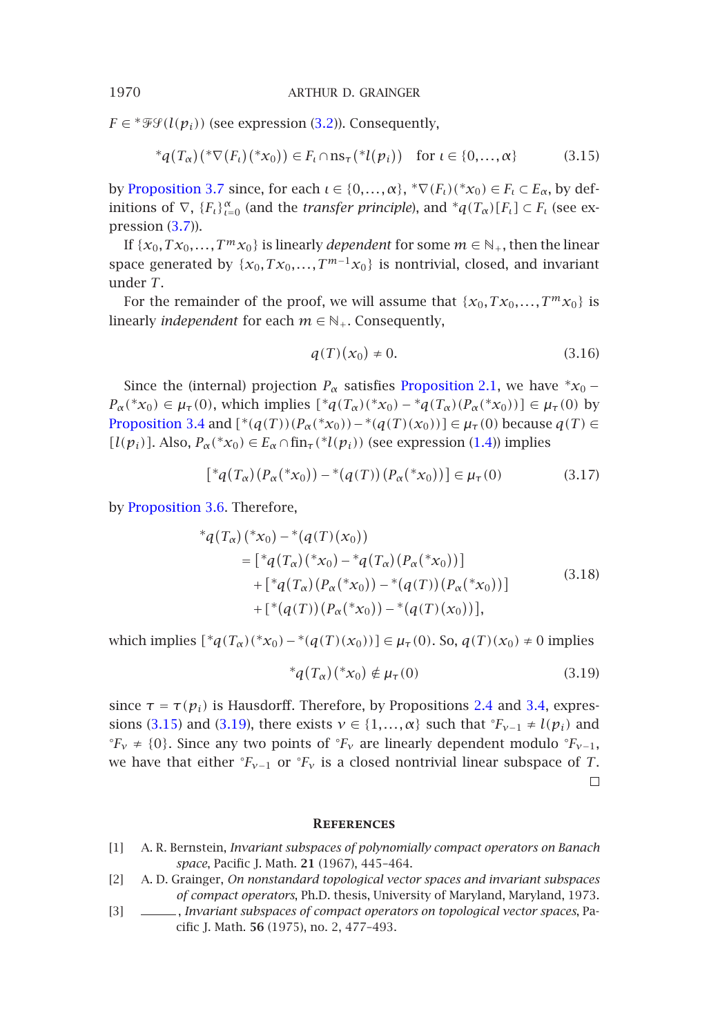$F \in {}^*\mathscr{FS}(l(p_i))$ (see expression (3.2)). Consequently,

$$
{}^*q(T_\alpha)({}^*\nabla(F_\iota)({}^*x_0)) \in F_\iota \cap \mathrm{ns}_\tau({}^*l(p_i)) \quad \text{for } \iota \in \{0,\dots,\alpha\} \tag{3.15}
$$

by Proposition 3.7 since, for each $\iota \in \{0,\dots,\alpha\}$, ${}^*\nabla(F_\iota)({}^*x_0) \in F_\iota \subset E_\alpha$, by definitions of $\nabla$, $\{F_\iota\}_{\iota=0}^{\alpha}$ (and the *transfer principle*), and ${}^*q(T_\alpha)[F_\iota] \subset F_\iota$ (see expression (3.7)).

If $\{x_0, Tx_0, \dots, T^m x_0\}$ is linearly *dependent* for some $m \in \mathbb{N}_+$, then the linear space generated by $\{x_0, Tx_0, \dots, T^{m-1}x_0\}$ is nontrivial, closed, and invariant under $T$.

For the remainder of the proof, we will assume that $\{x_0, Tx_0, \dots, T^m x_0\}$ is linearly *independent* for each $m \in \mathbb{N}_+$. Consequently,

$$
q(T)(x_0) \neq 0. \tag{3.16}
$$

Since the (internal) projection $P_\alpha$ satisfies Proposition 2.1, we have ${}^*x_0 - P_\alpha({}^*x_0) \in \mu_\tau(0)$, which implies $[{}^*q(T_\alpha)({}^*x_0) - {}^*q(T_\alpha)(P_\alpha({}^*x_0))] \in \mu_\tau(0)$ by Proposition 3.4 and $[{}^*(q(T))(P_\alpha({}^*x_0)) - {}^*(q(T)(x_0))] \in \mu_\tau(0)$ because $q(T) \in [l(p_i)]$. Also, $P_\alpha({}^*x_0) \in E_\alpha \cap \mathrm{fin}_\tau({}^*l(p_i))$ (see expression (1.4)) implies

$$
[{}^*q(T_\alpha)(P_\alpha({}^*x_0)) - {}^*(q(T))(P_\alpha({}^*x_0))] \in \mu_\tau(0) \tag{3.17}
$$

by Proposition 3.6. Therefore,

$$
\begin{aligned}
{}^*q(T_\alpha)({}^*x_0) - {}^*(q(T)(x_0))
&= [{}^*q(T_\alpha)({}^*x_0) - {}^*q(T_\alpha)(P_\alpha({}^*x_0))] \\
&\quad + [{}^*q(T_\alpha)(P_\alpha({}^*x_0)) - {}^*(q(T))(P_\alpha({}^*x_0))] \\
&\quad + [{}^*(q(T))(P_\alpha({}^*x_0)) - {}^*(q(T)(x_0))],
\end{aligned} \tag{3.18}
$$

which implies $[{}^*q(T_\alpha)({}^*x_0) - {}^*(q(T)(x_0))] \in \mu_\tau(0)$. So, $q(T)(x_0) \neq 0$ implies

$$
{}^*q(T_\alpha)({}^*x_0) \notin \mu_\tau(0) \tag{3.19}
$$

since $\tau = \tau(p_i)$ is Hausdorff. Therefore, by Propositions 2.4 and 3.4, expressions (3.15) and (3.19), there exists $\nu \in \{1,\dots,\alpha\}$ such that ${}^\circ F_{\nu-1} \neq l(p_i)$ and ${}^\circ F_\nu \neq \{0\}$. Since any two points of ${}^\circ F_\nu$ are linearly dependent modulo ${}^\circ F_{\nu-1}$, we have that either ${}^\circ F_{\nu-1}$ or ${}^\circ F_\nu$ is a closed nontrivial linear subspace of $T$. $\square$

## References

[1] A. R. Bernstein, *Invariant subspaces of polynomially compact operators on Banach space*, Pacific J. Math. **21** (1967), 445–464.

[2] A. D. Grainger, *On nonstandard topological vector spaces and invariant subspaces of compact operators*, Ph.D. thesis, University of Maryland, Maryland, 1973.

[3] ———, *Invariant subspaces of compact operators on topological vector spaces*, Pacific J. Math. **56** (1975), no. 2, 477–493.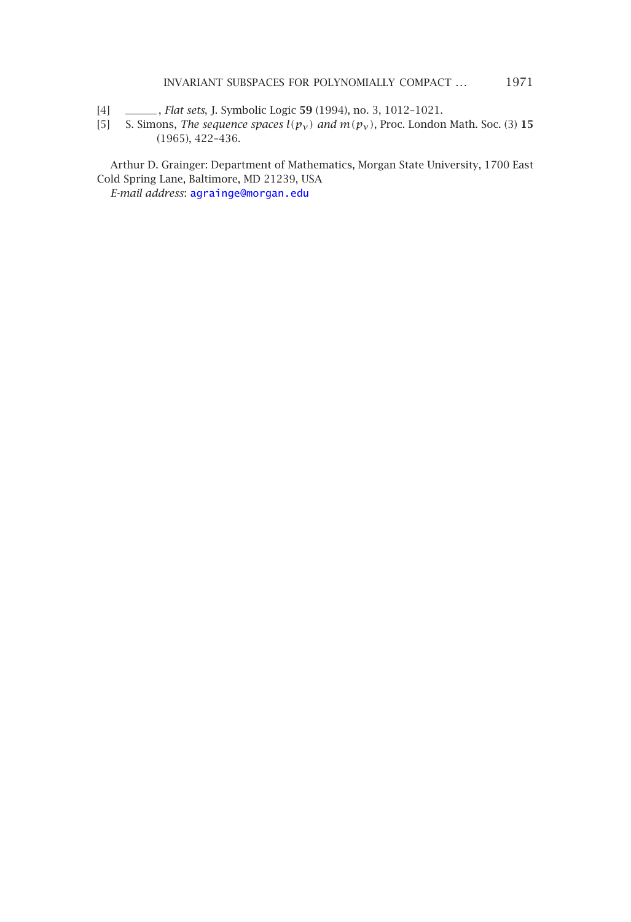[4] ______, *Flat sets*, J. Symbolic Logic **59** (1994), no. 3, 1012–1021.

[5] S. Simons, *The sequence spaces $l(p_\nu)$ and $m(p_\nu)$*, Proc. London Math. Soc. (3) **15** (1965), 422–436.

Arthur D. Grainger: Department of Mathematics, Morgan State University, 1700 East Cold Spring Lane, Baltimore, MD 21239, USA

*E-mail address*: agrainge@morgan.edu